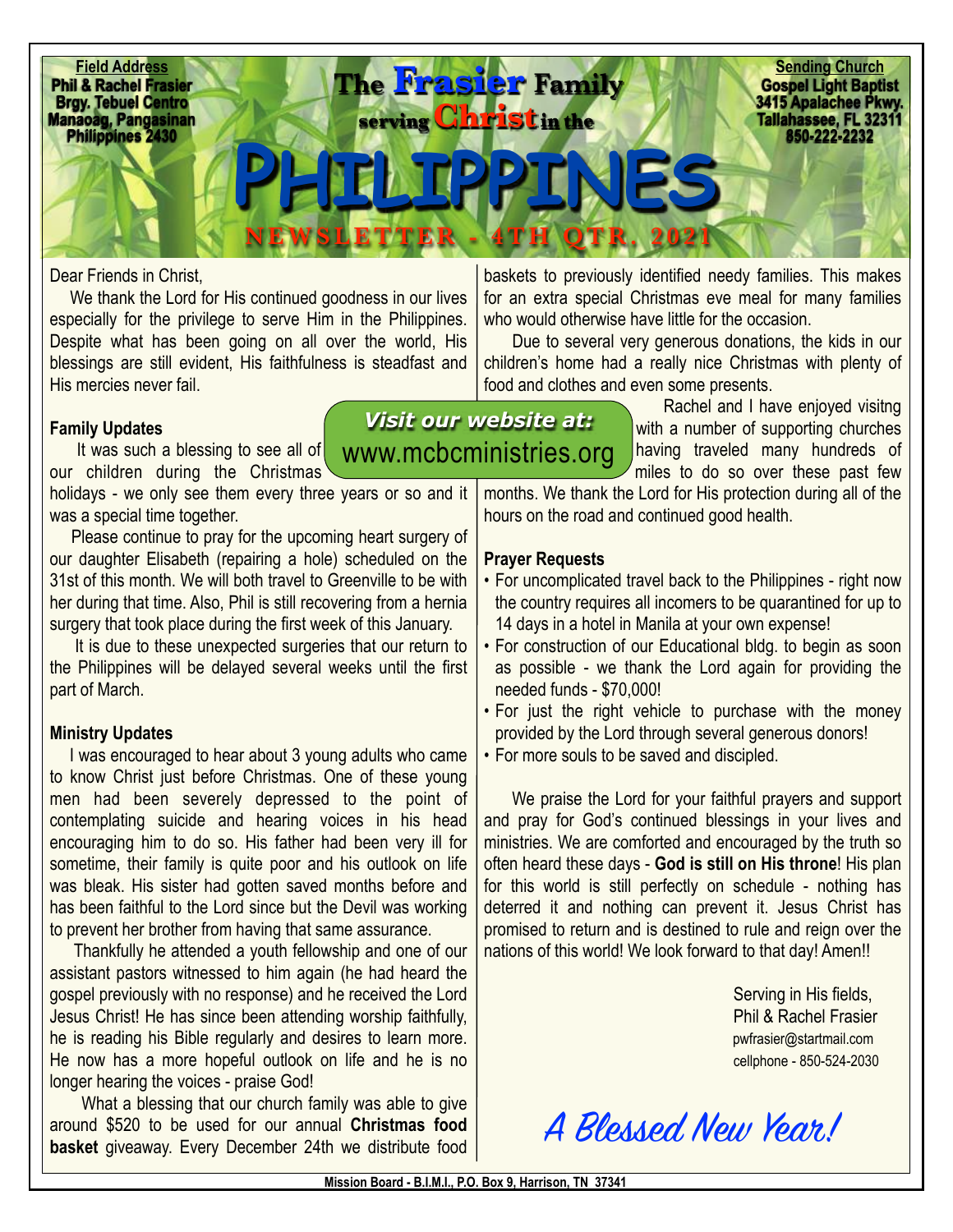**Field Address**
Phil & Rachel Frasier
Brgy. Tebuel Centro
Manaoag, Pangasinan
Philippines 2430

# The Frasier Family serving Christ in the PHILIPPINES

## NEWSLETTER - 4TH QTR. 2021

**Sending Church**
Gospel Light Baptist
3415 Apalachee Pkwy.
Tallahassee, FL 32311
850-222-2232

Dear Friends in Christ,

We thank the Lord for His continued goodness in our lives especially for the privilege to serve Him in the Philippines. Despite what has been going on all over the world, His blessings are still evident, His faithfulness is steadfast and His mercies never fail.

**Family Updates**

It was such a blessing to see all of our children during the Christmas holidays - we only see them every three years or so and it was a special time together.

Please continue to pray for the upcoming heart surgery of our daughter Elisabeth (repairing a hole) scheduled on the 31st of this month. We will both travel to Greenville to be with her during that time. Also, Phil is still recovering from a hernia surgery that took place during the first week of this January.

It is due to these unexpected surgeries that our return to the Philippines will be delayed several weeks until the first part of March.

**Ministry Updates**

I was encouraged to hear about 3 young adults who came to know Christ just before Christmas. One of these young men had been severely depressed to the point of contemplating suicide and hearing voices in his head encouraging him to do so. His father had been very ill for sometime, their family is quite poor and his outlook on life was bleak. His sister had gotten saved months before and has been faithful to the Lord since but the Devil was working to prevent her brother from having that same assurance.

Thankfully he attended a youth fellowship and one of our assistant pastors witnessed to him again (he had heard the gospel previously with no response) and he received the Lord Jesus Christ! He has since been attending worship faithfully, he is reading his Bible regularly and desires to learn more. He now has a more hopeful outlook on life and he is no longer hearing the voices - praise God!

What a blessing that our church family was able to give around $520 to be used for our annual **Christmas food basket** giveaway. Every December 24th we distribute food baskets to previously identified needy families. This makes for an extra special Christmas eve meal for many families who would otherwise have little for the occasion.

Due to several very generous donations, the kids in our children's home had a really nice Christmas with plenty of food and clothes and even some presents.

***Visit our website at:***
www.mcbcministries.org

Rachel and I have enjoyed visitng with a number of supporting churches having traveled many hundreds of miles to do so over these past few months. We thank the Lord for His protection during all of the hours on the road and continued good health.

**Prayer Requests**

- For uncomplicated travel back to the Philippines - right now the country requires all incomers to be quarantined for up to 14 days in a hotel in Manila at your own expense!
- For construction of our Educational bldg. to begin as soon as possible - we thank the Lord again for providing the needed funds - $70,000!
- For just the right vehicle to purchase with the money provided by the Lord through several generous donors!
- For more souls to be saved and discipled.

We praise the Lord for your faithful prayers and support and pray for God's continued blessings in your lives and ministries. We are comforted and encouraged by the truth so often heard these days - **God is still on His throne**! His plan for this world is still perfectly on schedule - nothing has deterred it and nothing can prevent it. Jesus Christ has promised to return and is destined to rule and reign over the nations of this world! We look forward to that day! Amen!!

Serving in His fields,
Phil & Rachel Frasier
pwfrasier@startmail.com
cellphone - 850-524-2030

*A Blessed New Year!*

Mission Board - B.I.M.I., P.O. Box 9, Harrison, TN 37341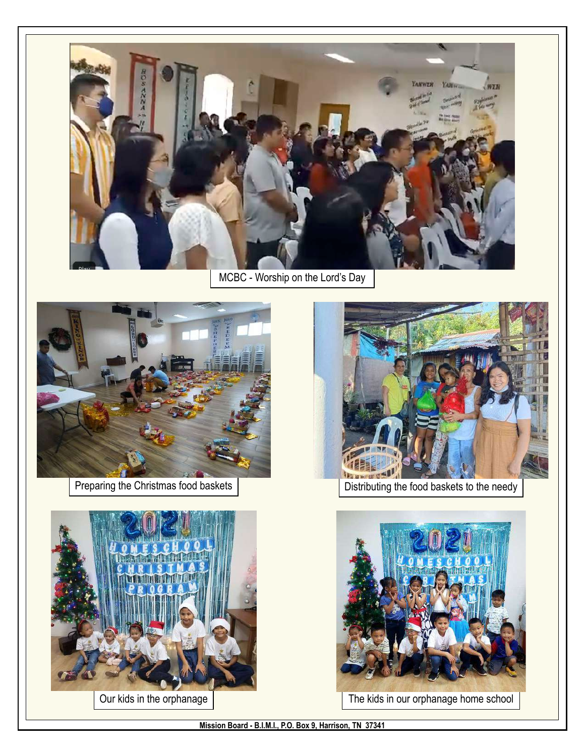MCBC - Worship on the Lord's Day

Preparing the Christmas food baskets

Distributing the food baskets to the needy

Our kids in the orphanage

The kids in our orphanage home school

**Mission Board - B.I.M.I., P.O. Box 9, Harrison, TN 37341**